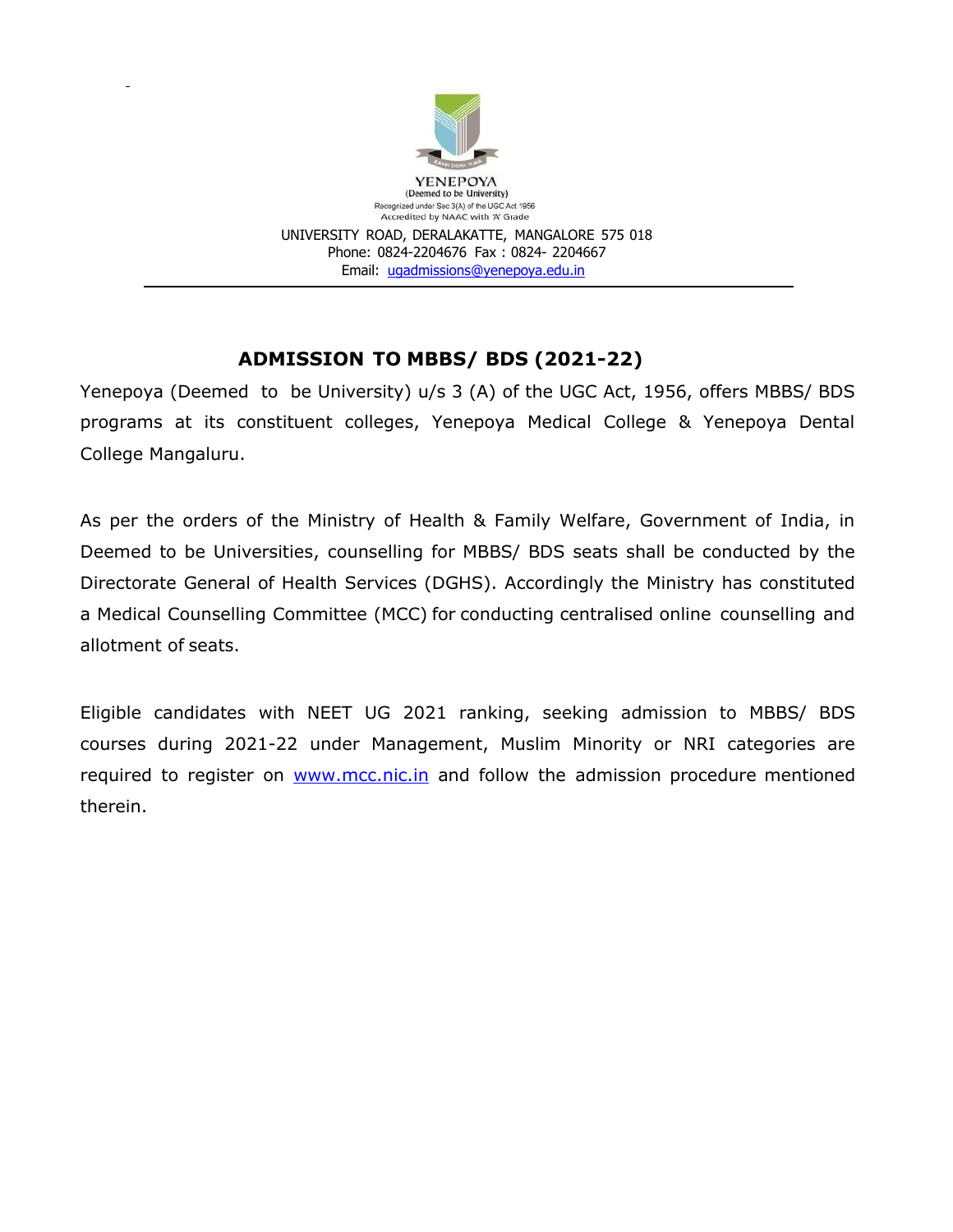YENEPOYA
(Deemed to be University)
Recognized under Sec 3(A) of the UGC Act 1956
Accredited by NAAC with 'A' Grade

UNIVERSITY ROAD, DERALAKATTE, MANGALORE 575 018
Phone: 0824-2204676 Fax : 0824- 2204667
Email: ugadmissions@yenepoya.edu.in

---

## ADMISSION TO MBBS/ BDS (2021-22)

Yenepoya (Deemed to be University) u/s 3 (A) of the UGC Act, 1956, offers MBBS/ BDS programs at its constituent colleges, Yenepoya Medical College & Yenepoya Dental College Mangaluru.

As per the orders of the Ministry of Health & Family Welfare, Government of India, in Deemed to be Universities, counselling for MBBS/ BDS seats shall be conducted by the Directorate General of Health Services (DGHS). Accordingly the Ministry has constituted a Medical Counselling Committee (MCC) for conducting centralised online counselling and allotment of seats.

Eligible candidates with NEET UG 2021 ranking, seeking admission to MBBS/ BDS courses during 2021-22 under Management, Muslim Minority or NRI categories are required to register on www.mcc.nic.in and follow the admission procedure mentioned therein.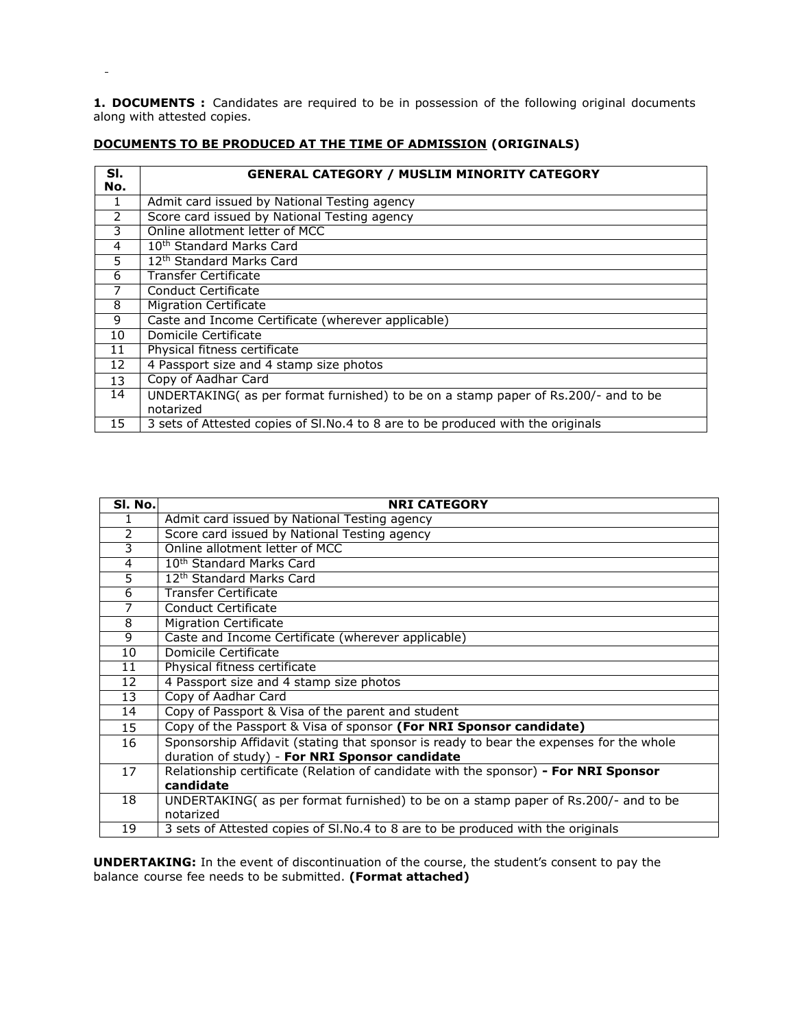**1. DOCUMENTS :** Candidates are required to be in possession of the following original documents along with attested copies.

**<u>DOCUMENTS TO BE PRODUCED AT THE TIME OF ADMISSION</u> (ORIGINALS)**

| Sl. No. | GENERAL CATEGORY / MUSLIM MINORITY CATEGORY |
|---|---|
| 1 | Admit card issued by National Testing agency |
| 2 | Score card issued by National Testing agency |
| 3 | Online allotment letter of MCC |
| 4 | 10th Standard Marks Card |
| 5 | 12th Standard Marks Card |
| 6 | Transfer Certificate |
| 7 | Conduct Certificate |
| 8 | Migration Certificate |
| 9 | Caste and Income Certificate (wherever applicable) |
| 10 | Domicile Certificate |
| 11 | Physical fitness certificate |
| 12 | 4 Passport size and 4 stamp size photos |
| 13 | Copy of Aadhar Card |
| 14 | UNDERTAKING( as per format furnished) to be on a stamp paper of Rs.200/- and to be notarized |
| 15 | 3 sets of Attested copies of Sl.No.4 to 8 are to be produced with the originals |

| Sl. No. | NRI CATEGORY |
|---|---|
| 1 | Admit card issued by National Testing agency |
| 2 | Score card issued by National Testing agency |
| 3 | Online allotment letter of MCC |
| 4 | 10th Standard Marks Card |
| 5 | 12th Standard Marks Card |
| 6 | Transfer Certificate |
| 7 | Conduct Certificate |
| 8 | Migration Certificate |
| 9 | Caste and Income Certificate (wherever applicable) |
| 10 | Domicile Certificate |
| 11 | Physical fitness certificate |
| 12 | 4 Passport size and 4 stamp size photos |
| 13 | Copy of Aadhar Card |
| 14 | Copy of Passport & Visa of the parent and student |
| 15 | Copy of the Passport & Visa of sponsor **(For NRI Sponsor candidate)** |
| 16 | Sponsorship Affidavit (stating that sponsor is ready to bear the expenses for the whole duration of study) - **For NRI Sponsor candidate** |
| 17 | Relationship certificate (Relation of candidate with the sponsor) **- For NRI Sponsor candidate** |
| 18 | UNDERTAKING( as per format furnished) to be on a stamp paper of Rs.200/- and to be notarized |
| 19 | 3 sets of Attested copies of Sl.No.4 to 8 are to be produced with the originals |

**UNDERTAKING:** In the event of discontinuation of the course, the student's consent to pay the balance course fee needs to be submitted. **(Format attached)**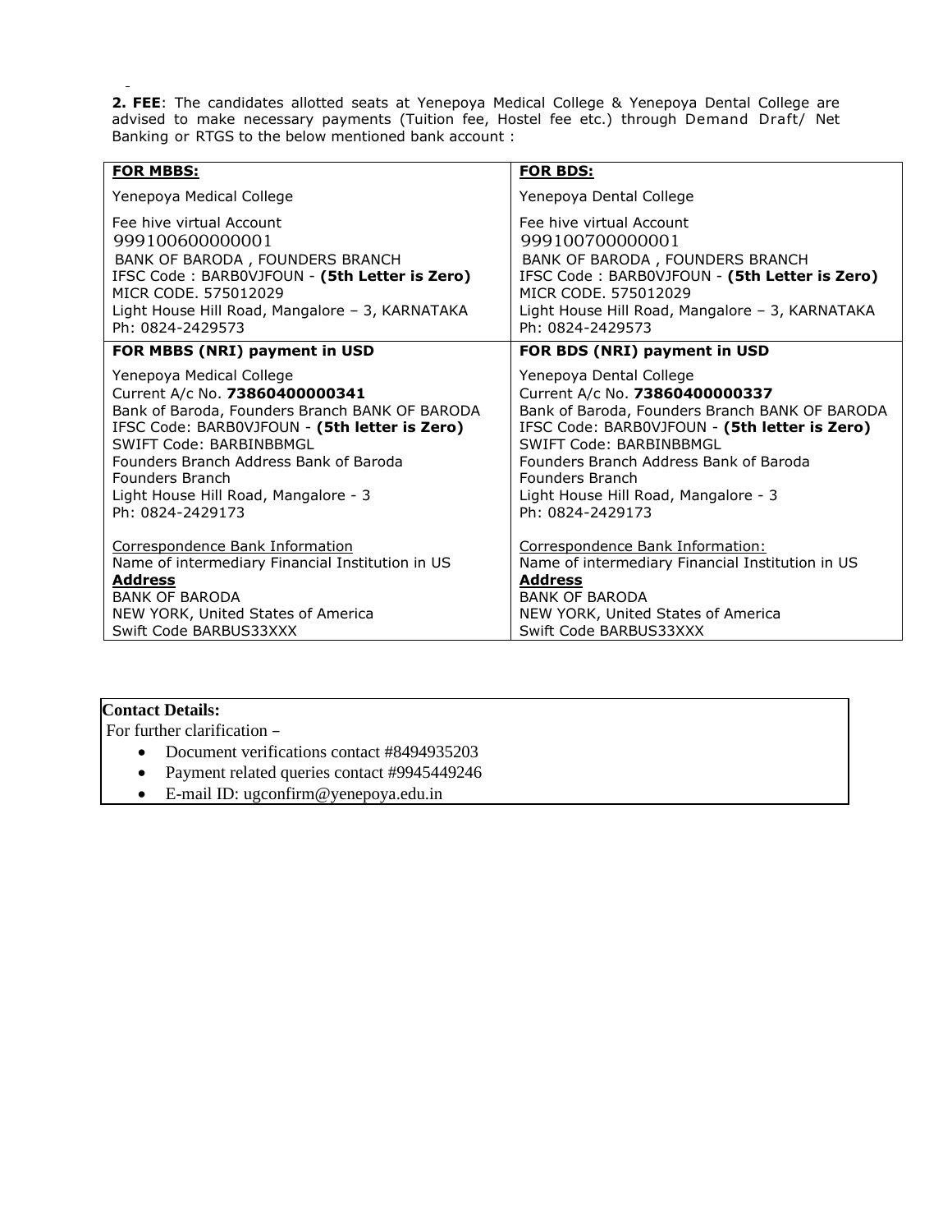**2. FEE**: The candidates allotted seats at Yenepoya Medical College & Yenepoya Dental College are advised to make necessary payments (Tuition fee, Hostel fee etc.) through Demand Draft/ Net Banking or RTGS to the below mentioned bank account :

| **FOR MBBS:** | **FOR BDS:** |
|---|---|
| Yenepoya Medical College<br><br>Fee hive virtual Account<br>999100600000001<br>BANK OF BARODA , FOUNDERS BRANCH<br>IFSC Code : BARB0VJFOUN - **(5th Letter is Zero)**<br>MICR CODE. 575012029<br>Light House Hill Road, Mangalore – 3, KARNATAKA<br>Ph: 0824-2429573 | Yenepoya Dental College<br><br>Fee hive virtual Account<br>999100700000001<br>BANK OF BARODA , FOUNDERS BRANCH<br>IFSC Code : BARB0VJFOUN - **(5th Letter is Zero)**<br>MICR CODE. 575012029<br>Light House Hill Road, Mangalore – 3, KARNATAKA<br>Ph: 0824-2429573 |
| **FOR MBBS (NRI) payment in USD** | **FOR BDS (NRI) payment in USD** |
| Yenepoya Medical College<br>Current A/c No. **73860400000341**<br>Bank of Baroda, Founders Branch BANK OF BARODA<br>IFSC Code: BARB0VJFOUN - **(5th letter is Zero)**<br>SWIFT Code: BARBINBBMGL<br>Founders Branch Address Bank of Baroda<br>Founders Branch<br>Light House Hill Road, Mangalore - 3<br>Ph: 0824-2429173<br><br>Correspondence Bank Information<br>Name of intermediary Financial Institution in US<br>**Address**<br>BANK OF BARODA<br>NEW YORK, United States of America<br>Swift Code BARBUS33XXX | Yenepoya Dental College<br>Current A/c No. **73860400000337**<br>Bank of Baroda, Founders Branch BANK OF BARODA<br>IFSC Code: BARB0VJFOUN - **(5th letter is Zero)**<br>SWIFT Code: BARBINBBMGL<br>Founders Branch Address Bank of Baroda<br>Founders Branch<br>Light House Hill Road, Mangalore - 3<br>Ph: 0824-2429173<br><br>Correspondence Bank Information:<br>Name of intermediary Financial Institution in US<br>**Address**<br>BANK OF BARODA<br>NEW YORK, United States of America<br>Swift Code BARBUS33XXX |

**Contact Details:**

For further clarification –

- Document verifications contact #8494935203
- Payment related queries contact #9945449246
- E-mail ID: ugconfirm@yenepoya.edu.in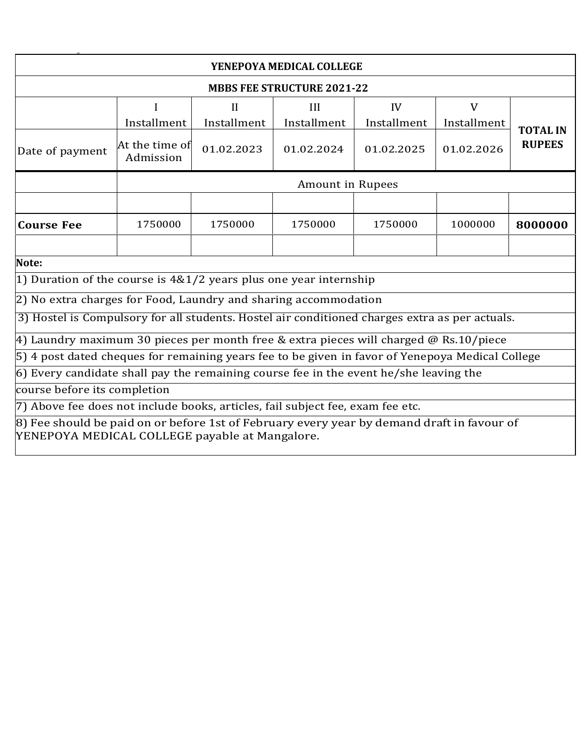## YENEPOYA MEDICAL COLLEGE

### MBBS FEE STRUCTURE 2021-22

| | I Installment | II Installment | III Installment | IV Installment | V Installment | TOTAL IN RUPEES |
|---|---|---|---|---|---|---|
| Date of payment | At the time of Admission | 01.02.2023 | 01.02.2024 | 01.02.2025 | 01.02.2026 | |
| | Amount in Rupees | | | | | |
| **Course Fee** | 1750000 | 1750000 | 1750000 | 1750000 | 1000000 | **8000000** |

**Note:**

1) Duration of the course is 4&1/2 years plus one year internship

2) No extra charges for Food, Laundry and sharing accommodation

3) Hostel is Compulsory for all students. Hostel air conditioned charges extra as per actuals.

4) Laundry maximum 30 pieces per month free & extra pieces will charged @ Rs.10/piece

5) 4 post dated cheques for remaining years fee to be given in favor of Yenepoya Medical College

6) Every candidate shall pay the remaining course fee in the event he/she leaving the course before its completion

7) Above fee does not include books, articles, fail subject fee, exam fee etc.

8) Fee should be paid on or before 1st of February every year by demand draft in favour of YENEPOYA MEDICAL COLLEGE payable at Mangalore.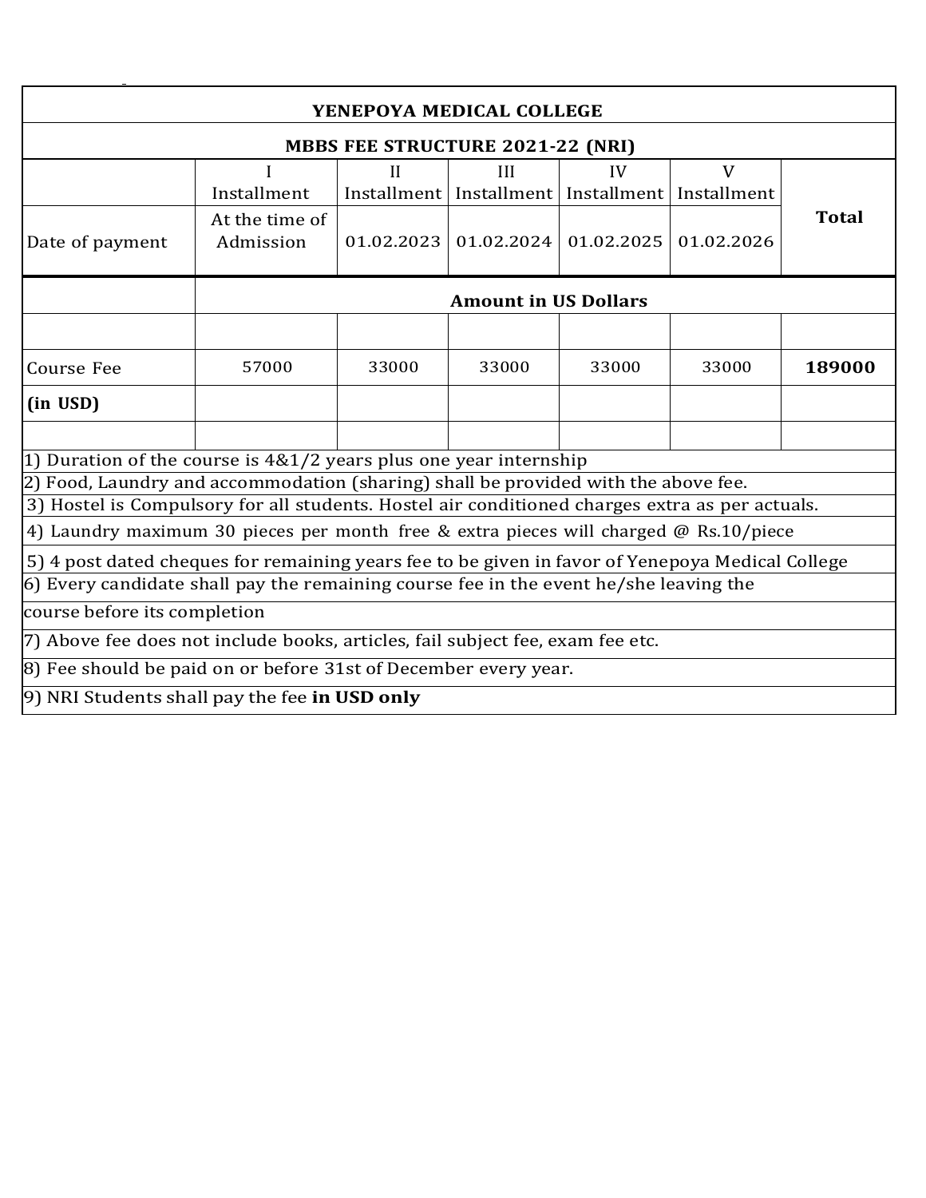## YENEPOYA MEDICAL COLLEGE

### MBBS FEE STRUCTURE 2021-22 (NRI)

| | I Installment | II Installment | III Installment | IV Installment | V Installment | **Total** |
|---|---|---|---|---|---|---|
| Date of payment | At the time of Admission | 01.02.2023 | 01.02.2024 | 01.02.2025 | 01.02.2026 | |
| | **Amount in US Dollars** | | | | | |
| | | | | | | |
| Course Fee | 57000 | 33000 | 33000 | 33000 | 33000 | **189000** |
| **(in USD)** | | | | | | |
| | | | | | | |

1) Duration of the course is 4&1/2 years plus one year internship
2) Food, Laundry and accommodation (sharing) shall be provided with the above fee.
3) Hostel is Compulsory for all students. Hostel air conditioned charges extra as per actuals.
4) Laundry maximum 30 pieces per month free & extra pieces will charged @ Rs.10/piece
5) 4 post dated cheques for remaining years fee to be given in favor of Yenepoya Medical College
6) Every candidate shall pay the remaining course fee in the event he/she leaving the course before its completion
7) Above fee does not include books, articles, fail subject fee, exam fee etc.
8) Fee should be paid on or before 31st of December every year.
9) NRI Students shall pay the fee **in USD only**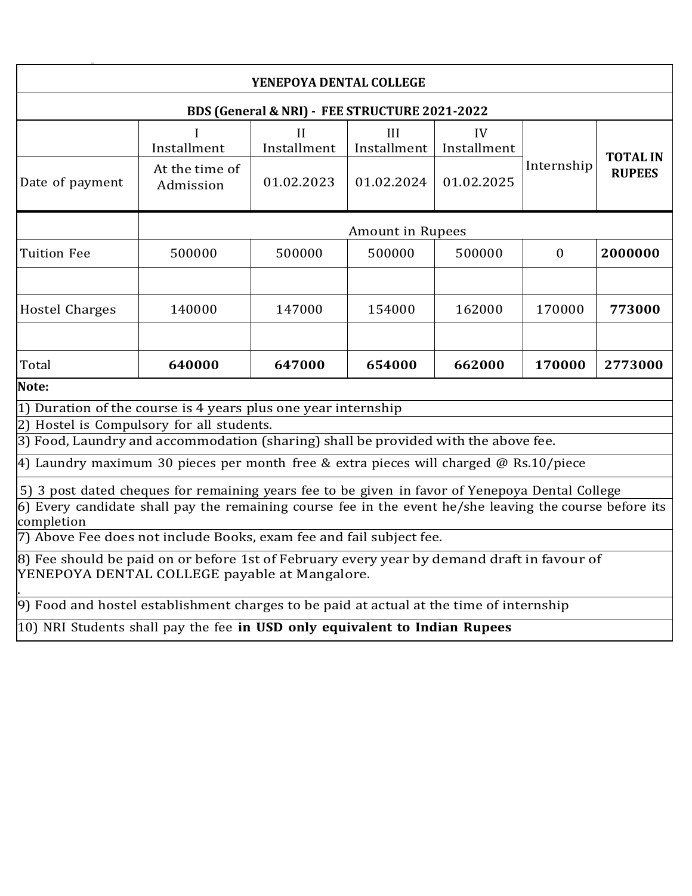# YENEPOYA DENTAL COLLEGE

## BDS (General & NRI) - FEE STRUCTURE 2021-2022

| | I Installment | II Installment | III Installment | IV Installment | Internship | TOTAL IN RUPEES |
|---|---|---|---|---|---|---|
| Date of payment | At the time of Admission | 01.02.2023 | 01.02.2024 | 01.02.2025 | | |
| | Amount in Rupees | | | | | |
| Tuition Fee | 500000 | 500000 | 500000 | 500000 | 0 | **2000000** |
| | | | | | | |
| Hostel Charges | 140000 | 147000 | 154000 | 162000 | 170000 | **773000** |
| | | | | | | |
| Total | **640000** | **647000** | **654000** | **662000** | **170000** | **2773000** |

**Note:**

1) Duration of the course is 4 years plus one year internship
2) Hostel is Compulsory for all students.
3) Food, Laundry and accommodation (sharing) shall be provided with the above fee.
4) Laundry maximum 30 pieces per month free & extra pieces will charged @ Rs.10/piece
5) 3 post dated cheques for remaining years fee to be given in favor of Yenepoya Dental College
6) Every candidate shall pay the remaining course fee in the event he/she leaving the course before its completion
7) Above Fee does not include Books, exam fee and fail subject fee.
8) Fee should be paid on or before 1st of February every year by demand draft in favour of YENEPOYA DENTAL COLLEGE payable at Mangalore.
9) Food and hostel establishment charges to be paid at actual at the time of internship
10) NRI Students shall pay the fee **in USD only equivalent to Indian Rupees**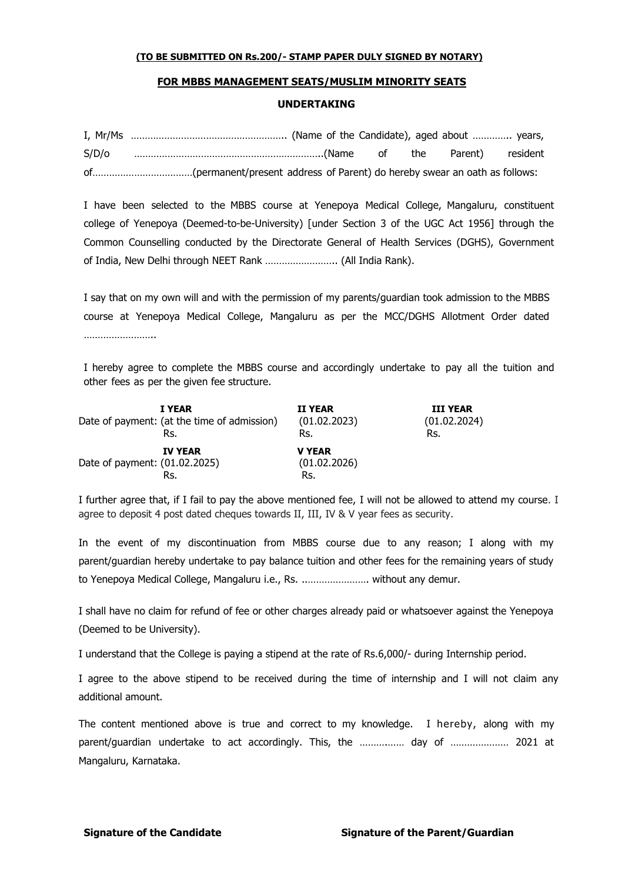**(TO BE SUBMITTED ON Rs.200/- STAMP PAPER DULY SIGNED BY NOTARY)**

**FOR MBBS MANAGEMENT SEATS/MUSLIM MINORITY SEATS**

**UNDERTAKING**

I, Mr/Ms ……………………………………………….. (Name of the Candidate), aged about ………….. years, S/D/o ……………………………………………………….(Name of the Parent) resident of………………………………(permanent/present address of Parent) do hereby swear an oath as follows:

I have been selected to the MBBS course at Yenepoya Medical College, Mangaluru, constituent college of Yenepoya (Deemed-to-be-University) [under Section 3 of the UGC Act 1956] through the Common Counselling conducted by the Directorate General of Health Services (DGHS), Government of India, New Delhi through NEET Rank …………………….. (All India Rank).

I say that on my own will and with the permission of my parents/guardian took admission to the MBBS course at Yenepoya Medical College, Mangaluru as per the MCC/DGHS Allotment Order dated ……………………..

I hereby agree to complete the MBBS course and accordingly undertake to pay all the tuition and other fees as per the given fee structure.

| | I YEAR | II YEAR | III YEAR |
|---|---|---|---|
| Date of payment: | (at the time of admission) | (01.02.2023) | (01.02.2024) |
| | Rs. | Rs. | Rs. |

| | IV YEAR | V YEAR |
|---|---|---|
| Date of payment: | (01.02.2025) | (01.02.2026) |
| | Rs. | Rs. |

I further agree that, if I fail to pay the above mentioned fee, I will not be allowed to attend my course. I agree to deposit 4 post dated cheques towards II, III, IV & V year fees as security.

In the event of my discontinuation from MBBS course due to any reason; I along with my parent/guardian hereby undertake to pay balance tuition and other fees for the remaining years of study to Yenepoya Medical College, Mangaluru i.e., Rs. ……………………. without any demur.

I shall have no claim for refund of fee or other charges already paid or whatsoever against the Yenepoya (Deemed to be University).

I understand that the College is paying a stipend at the rate of Rs.6,000/- during Internship period.

I agree to the above stipend to be received during the time of internship and I will not claim any additional amount.

The content mentioned above is true and correct to my knowledge. I hereby, along with my parent/guardian undertake to act accordingly. This, the ……………. day of ………………… 2021 at Mangaluru, Karnataka.

**Signature of the Candidate** **Signature of the Parent/Guardian**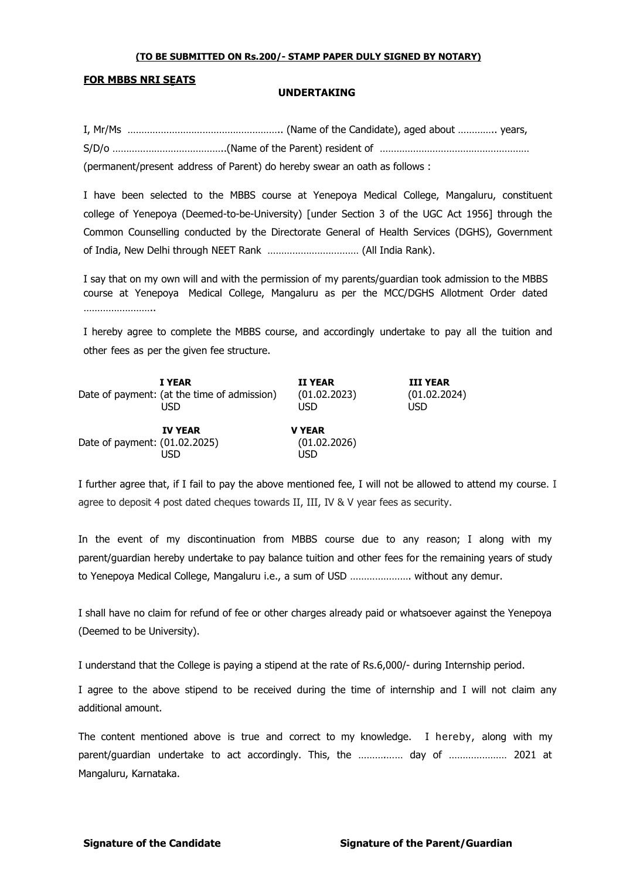**(TO BE SUBMITTED ON Rs.200/- STAMP PAPER DULY SIGNED BY NOTARY)**

**FOR MBBS NRI SEATS**

## UNDERTAKING

I, Mr/Ms ……………………………………………….. (Name of the Candidate), aged about ………….. years, S/D/o …………………………………..(Name of the Parent) resident of ……………………………………………… (permanent/present address of Parent) do hereby swear an oath as follows :

I have been selected to the MBBS course at Yenepoya Medical College, Mangaluru, constituent college of Yenepoya (Deemed-to-be-University) [under Section 3 of the UGC Act 1956] through the Common Counselling conducted by the Directorate General of Health Services (DGHS), Government of India, New Delhi through NEET Rank …………………………… (All India Rank).

I say that on my own will and with the permission of my parents/guardian took admission to the MBBS course at Yenepoya Medical College, Mangaluru as per the MCC/DGHS Allotment Order dated ……………………..

I hereby agree to complete the MBBS course, and accordingly undertake to pay all the tuition and other fees as per the given fee structure.

| | I YEAR | II YEAR | III YEAR |
|---|---|---|---|
| Date of payment: | (at the time of admission) | (01.02.2023) | (01.02.2024) |
| | USD | USD | USD |

| | IV YEAR | V YEAR |
|---|---|---|
| Date of payment: | (01.02.2025) | (01.02.2026) |
| | USD | USD |

I further agree that, if I fail to pay the above mentioned fee, I will not be allowed to attend my course. I agree to deposit 4 post dated cheques towards II, III, IV & V year fees as security.

In the event of my discontinuation from MBBS course due to any reason; I along with my parent/guardian hereby undertake to pay balance tuition and other fees for the remaining years of study to Yenepoya Medical College, Mangaluru i.e., a sum of USD …………………. without any demur.

I shall have no claim for refund of fee or other charges already paid or whatsoever against the Yenepoya (Deemed to be University).

I understand that the College is paying a stipend at the rate of Rs.6,000/- during Internship period.

I agree to the above stipend to be received during the time of internship and I will not claim any additional amount.

The content mentioned above is true and correct to my knowledge. I hereby, along with my parent/guardian undertake to act accordingly. This, the …………… day of ………………… 2021 at Mangaluru, Karnataka.

**Signature of the Candidate** **Signature of the Parent/Guardian**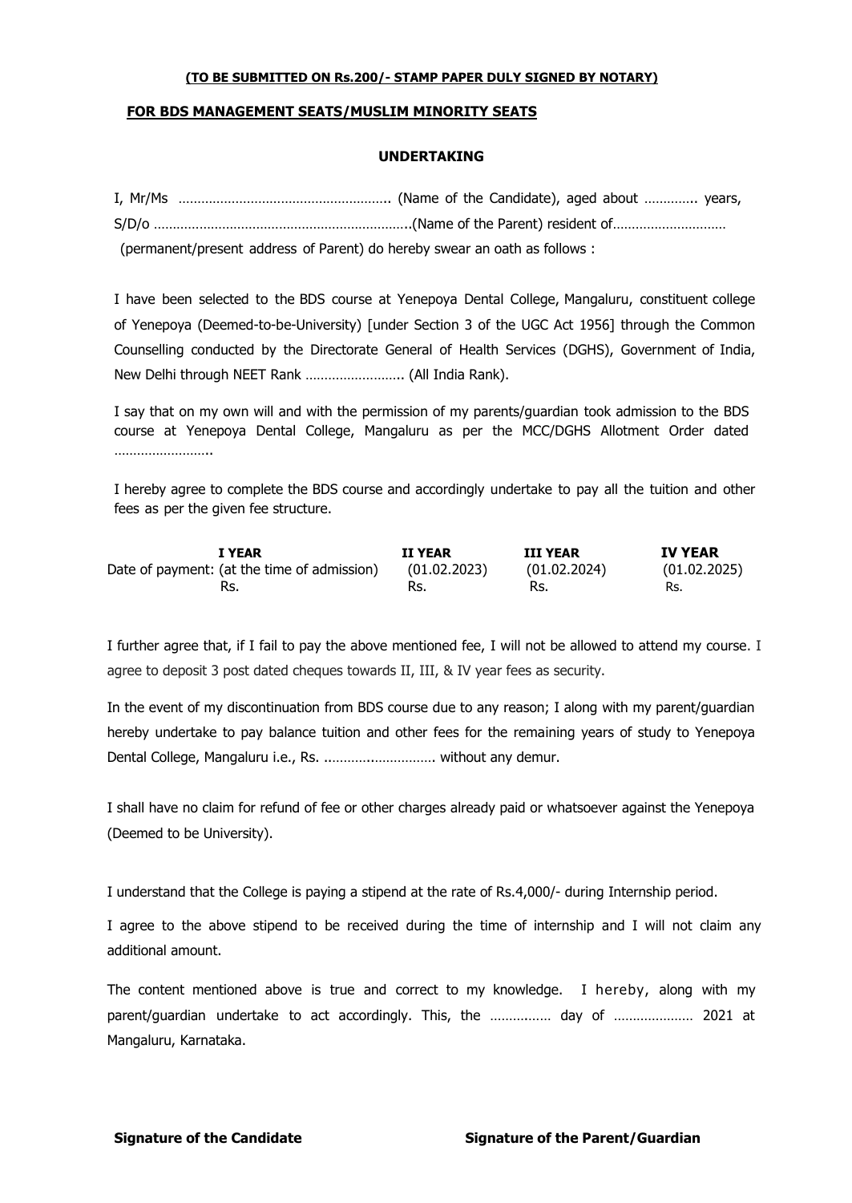**(TO BE SUBMITTED ON Rs.200/- STAMP PAPER DULY SIGNED BY NOTARY)**

**FOR BDS MANAGEMENT SEATS/MUSLIM MINORITY SEATS**

## UNDERTAKING

I, Mr/Ms ……………………………………………….. (Name of the Candidate), aged about ………….. years, S/D/o …………………………………………………………..(Name of the Parent) resident of………………………… (permanent/present address of Parent) do hereby swear an oath as follows :

I have been selected to the BDS course at Yenepoya Dental College, Mangaluru, constituent college of Yenepoya (Deemed-to-be-University) [under Section 3 of the UGC Act 1956] through the Common Counselling conducted by the Directorate General of Health Services (DGHS), Government of India, New Delhi through NEET Rank …………………….. (All India Rank).

I say that on my own will and with the permission of my parents/guardian took admission to the BDS course at Yenepoya Dental College, Mangaluru as per the MCC/DGHS Allotment Order dated ……………………..

I hereby agree to complete the BDS course and accordingly undertake to pay all the tuition and other fees as per the given fee structure.

| | I YEAR | II YEAR | III YEAR | IV YEAR |
|---|---|---|---|---|
| Date of payment: | (at the time of admission) | (01.02.2023) | (01.02.2024) | (01.02.2025) |
| | Rs. | Rs. | Rs. | Rs. |

I further agree that, if I fail to pay the above mentioned fee, I will not be allowed to attend my course. I agree to deposit 3 post dated cheques towards II, III, & IV year fees as security.

In the event of my discontinuation from BDS course due to any reason; I along with my parent/guardian hereby undertake to pay balance tuition and other fees for the remaining years of study to Yenepoya Dental College, Mangaluru i.e., Rs. ……………………….. without any demur.

I shall have no claim for refund of fee or other charges already paid or whatsoever against the Yenepoya (Deemed to be University).

I understand that the College is paying a stipend at the rate of Rs.4,000/- during Internship period.

I agree to the above stipend to be received during the time of internship and I will not claim any additional amount.

The content mentioned above is true and correct to my knowledge. I hereby, along with my parent/guardian undertake to act accordingly. This, the ……………. day of ………………… 2021 at Mangaluru, Karnataka.

**Signature of the Candidate** **Signature of the Parent/Guardian**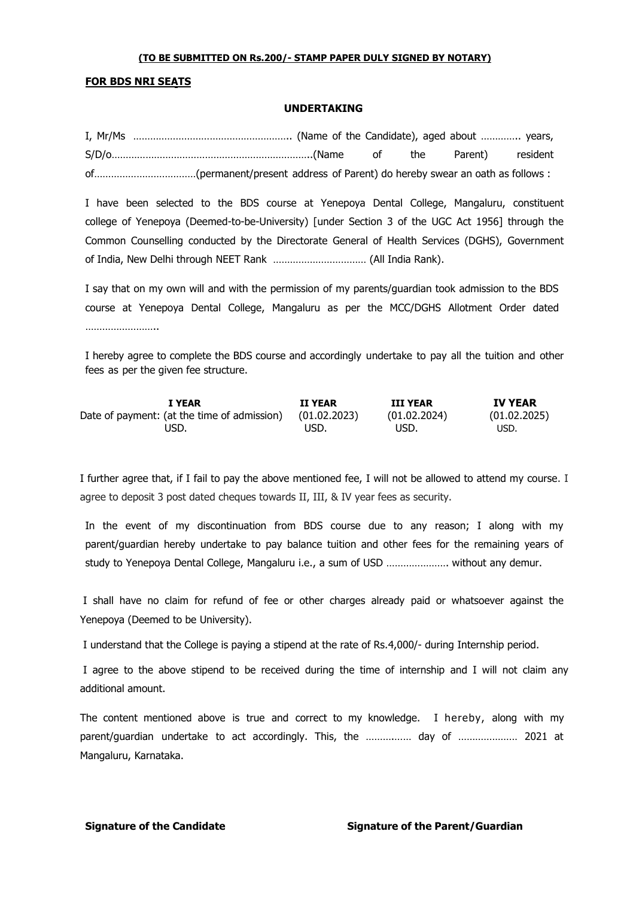**(TO BE SUBMITTED ON Rs.200/- STAMP PAPER DULY SIGNED BY NOTARY)**

**FOR BDS NRI SEATS**

**UNDERTAKING**

I, Mr/Ms ……………………………………………….. (Name of the Candidate), aged about ………….. years, S/D/o……………………………………………………………..(Name of the Parent) resident of………………………………(permanent/present address of Parent) do hereby swear an oath as follows :

I have been selected to the BDS course at Yenepoya Dental College, Mangaluru, constituent college of Yenepoya (Deemed-to-be-University) [under Section 3 of the UGC Act 1956] through the Common Counselling conducted by the Directorate General of Health Services (DGHS), Government of India, New Delhi through NEET Rank …………………………… (All India Rank).

I say that on my own will and with the permission of my parents/guardian took admission to the BDS course at Yenepoya Dental College, Mangaluru as per the MCC/DGHS Allotment Order dated ……………………..

I hereby agree to complete the BDS course and accordingly undertake to pay all the tuition and other fees as per the given fee structure.

| | I YEAR | II YEAR | III YEAR | IV YEAR |
|---|---|---|---|---|
| Date of payment: | (at the time of admission) | (01.02.2023) | (01.02.2024) | (01.02.2025) |
| | USD. | USD. | USD. | USD. |

I further agree that, if I fail to pay the above mentioned fee, I will not be allowed to attend my course. I agree to deposit 3 post dated cheques towards II, III, & IV year fees as security.

In the event of my discontinuation from BDS course due to any reason; I along with my parent/guardian hereby undertake to pay balance tuition and other fees for the remaining years of study to Yenepoya Dental College, Mangaluru i.e., a sum of USD …………………. without any demur.

I shall have no claim for refund of fee or other charges already paid or whatsoever against the Yenepoya (Deemed to be University).

I understand that the College is paying a stipend at the rate of Rs.4,000/- during Internship period.

I agree to the above stipend to be received during the time of internship and I will not claim any additional amount.

The content mentioned above is true and correct to my knowledge. I hereby, along with my parent/guardian undertake to act accordingly. This, the ……………. day of ………………… 2021 at Mangaluru, Karnataka.

**Signature of the Candidate** **Signature of the Parent/Guardian**